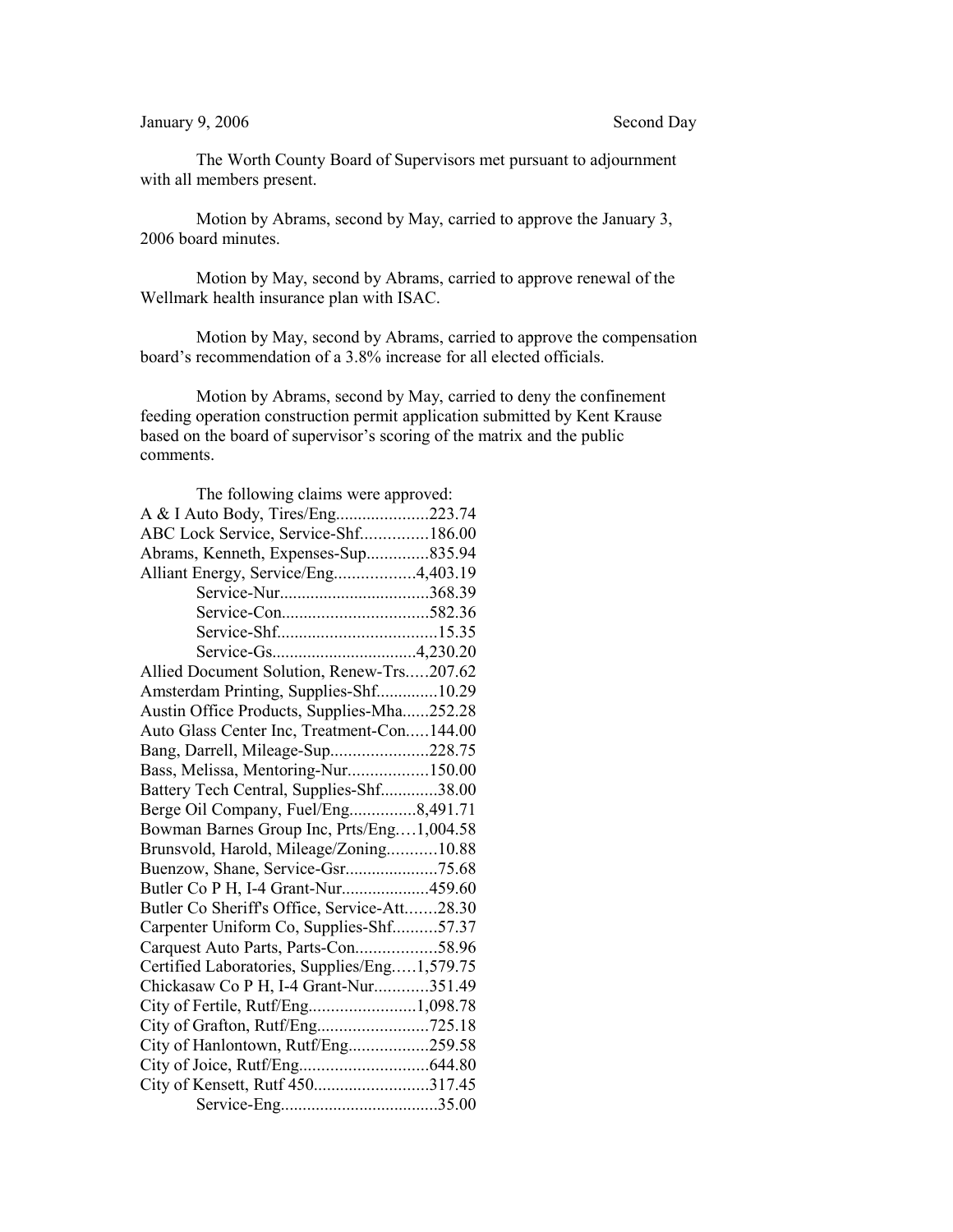January 9, 2006 Second Day

The Worth County Board of Supervisors met pursuant to adjournment with all members present.

Motion by Abrams, second by May, carried to approve the January 3, 2006 board minutes.

Motion by May, second by Abrams, carried to approve renewal of the Wellmark health insurance plan with ISAC.

Motion by May, second by Abrams, carried to approve the compensation board's recommendation of a 3.8% increase for all elected officials.

Motion by Abrams, second by May, carried to deny the confinement feeding operation construction permit application submitted by Kent Krause based on the board of supervisor's scoring of the matrix and the public comments.

The following claims were approved:

A & I Auto Body, Tires/Eng.....................223.74
ABC Lock Service, Service-Shf...............186.00
Abrams, Kenneth, Expenses-Sup..............835.94
Alliant Energy, Service/Eng..................4,403.19
Service-Nur.................................368.39
Service-Con.................................582.36
Service-Shf....................................15.35
Service-Gs.................................4,230.20
Allied Document Solution, Renew-Trs.....207.62
Amsterdam Printing, Supplies-Shf..............10.29
Austin Office Products, Supplies-Mha......252.28
Auto Glass Center Inc, Treatment-Con.....144.00
Bang, Darrell, Mileage-Sup......................228.75
Bass, Melissa, Mentoring-Nur..................150.00
Battery Tech Central, Supplies-Shf.............38.00
Berge Oil Company, Fuel/Eng...............8,491.71
Bowman Barnes Group Inc, Prts/Eng….1,004.58
Brunsvold, Harold, Mileage/Zoning...........10.88
Buenzow, Shane, Service-Gsr.....................75.68
Butler Co P H, I-4 Grant-Nur....................459.60
Butler Co Sheriff's Office, Service-Att.......28.30
Carpenter Uniform Co, Supplies-Shf..........57.37
Carquest Auto Parts, Parts-Con..................58.96
Certified Laboratories, Supplies/Eng.....1,579.75
Chickasaw Co P H, I-4 Grant-Nur............351.49
City of Fertile, Rutf/Eng........................1,098.78
City of Grafton, Rutf/Eng.........................725.18
City of Hanlontown, Rutf/Eng..................259.58
City of Joice, Rutf/Eng.............................644.80
City of Kensett, Rutf 450..........................317.45
Service-Eng...................................35.00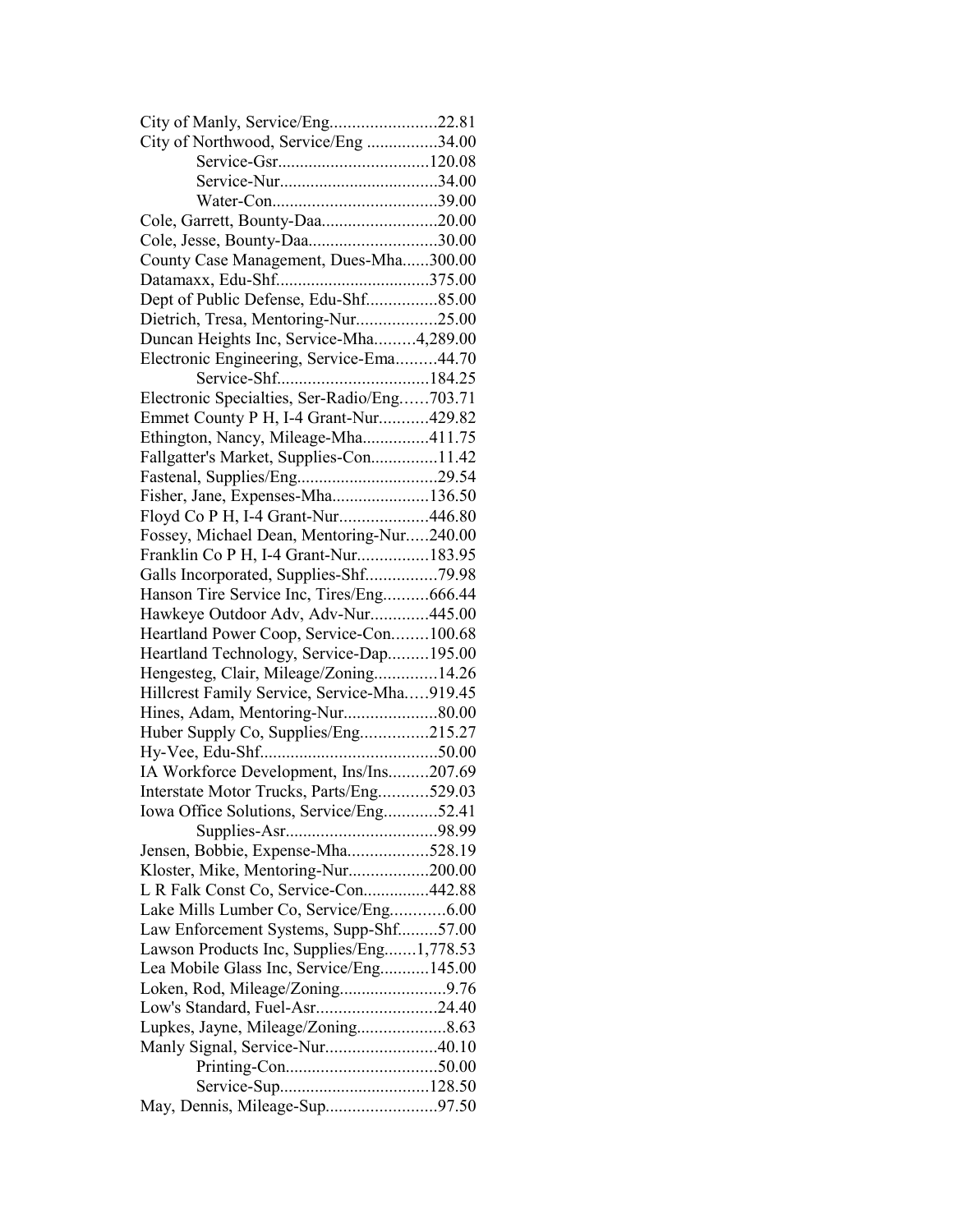City of Manly, Service/Eng........................22.81
City of Northwood, Service/Eng ................34.00
Service-Gsr..................................120.08
Service-Nur....................................34.00
Water-Con.....................................39.00
Cole, Garrett, Bounty-Daa..........................20.00
Cole, Jesse, Bounty-Daa.............................30.00
County Case Management, Dues-Mha......300.00
Datamaxx, Edu-Shf..................................375.00
Dept of Public Defense, Edu-Shf................85.00
Dietrich, Tresa, Mentoring-Nur..................25.00
Duncan Heights Inc, Service-Mha.........4,289.00
Electronic Engineering, Service-Ema.........44.70
Service-Shf..................................184.25
Electronic Specialties, Ser-Radio/Eng……703.71
Emmet County P H, I-4 Grant-Nur...........429.82
Ethington, Nancy, Mileage-Mha...............411.75
Fallgatter's Market, Supplies-Con...............11.42
Fastenal, Supplies/Eng................................29.54
Fisher, Jane, Expenses-Mha......................136.50
Floyd Co P H, I-4 Grant-Nur....................446.80
Fossey, Michael Dean, Mentoring-Nur.....240.00
Franklin Co P H, I-4 Grant-Nur................183.95
Galls Incorporated, Supplies-Shf................79.98
Hanson Tire Service Inc, Tires/Eng..........666.44
Hawkeye Outdoor Adv, Adv-Nur.............445.00
Heartland Power Coop, Service-Con........100.68
Heartland Technology, Service-Dap.........195.00
Hengesteg, Clair, Mileage/Zoning..............14.26
Hillcrest Family Service, Service-Mha…..919.45
Hines, Adam, Mentoring-Nur.....................80.00
Huber Supply Co, Supplies/Eng...............215.27
Hy-Vee, Edu-Shf........................................50.00
IA Workforce Development, Ins/Ins.........207.69
Interstate Motor Trucks, Parts/Eng...........529.03
Iowa Office Solutions, Service/Eng............52.41
Supplies-Asr..................................98.99
Jensen, Bobbie, Expense-Mha..................528.19
Kloster, Mike, Mentoring-Nur..................200.00
L R Falk Const Co, Service-Con...............442.88
Lake Mills Lumber Co, Service/Eng............6.00
Law Enforcement Systems, Supp-Shf.........57.00
Lawson Products Inc, Supplies/Eng.......1,778.53
Lea Mobile Glass Inc, Service/Eng...........145.00
Loken, Rod, Mileage/Zoning........................9.76
Low's Standard, Fuel-Asr...........................24.40
Lupkes, Jayne, Mileage/Zoning....................8.63
Manly Signal, Service-Nur.........................40.10
Printing-Con..................................50.00
Service-Sup..................................128.50
May, Dennis, Mileage-Sup.........................97.50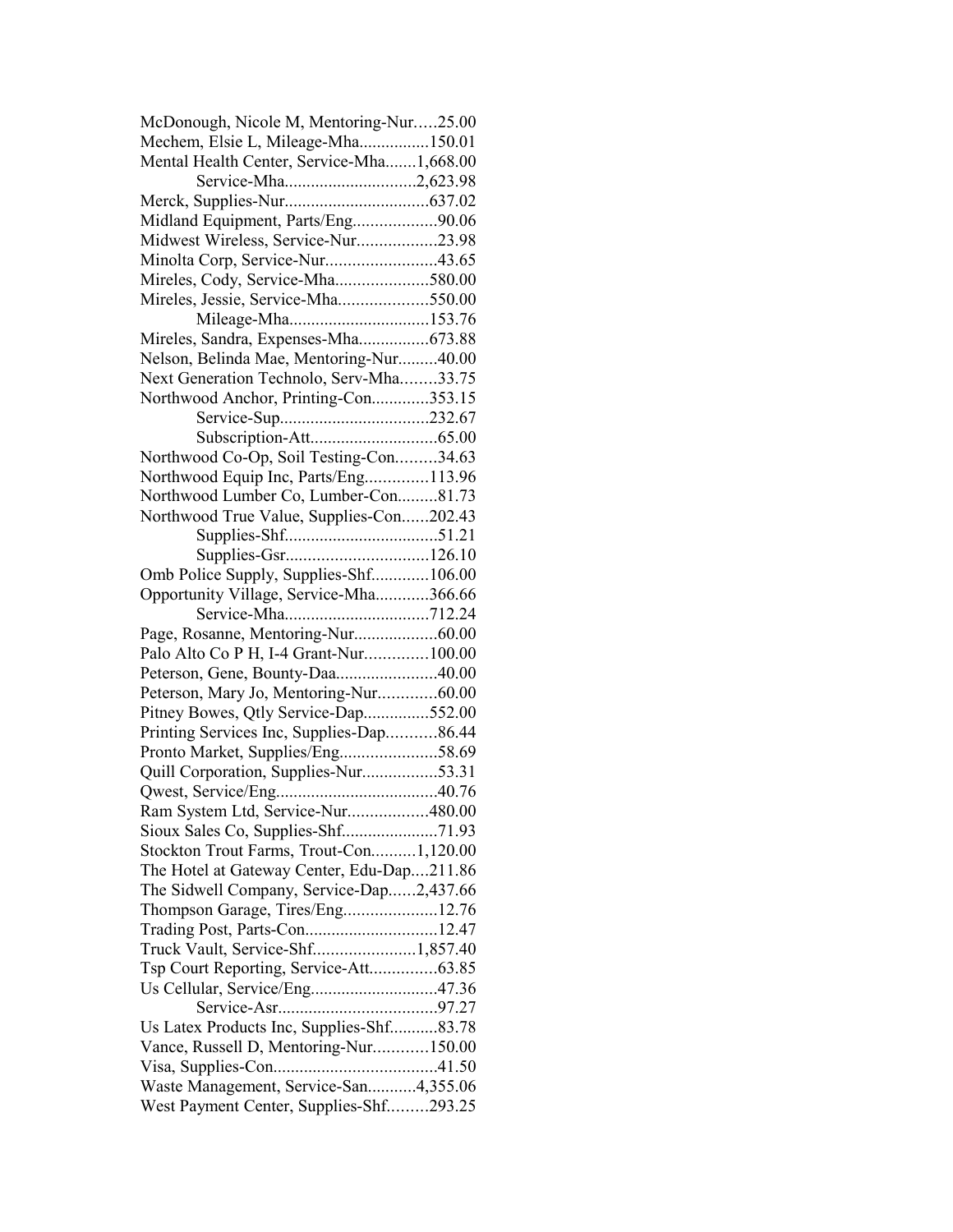McDonough, Nicole M, Mentoring-Nur.....25.00
Mechem, Elsie L, Mileage-Mha................150.01
Mental Health Center, Service-Mha.......1,668.00
Service-Mha..............................2,623.98
Merck, Supplies-Nur.................................637.02
Midland Equipment, Parts/Eng...................90.06
Midwest Wireless, Service-Nur..................23.98
Minolta Corp, Service-Nur.........................43.65
Mireles, Cody, Service-Mha.....................580.00
Mireles, Jessie, Service-Mha....................550.00
Mileage-Mha................................153.76
Mireles, Sandra, Expenses-Mha................673.88
Nelson, Belinda Mae, Mentoring-Nur.........40.00
Next Generation Technolo, Serv-Mha........33.75
Northwood Anchor, Printing-Con.............353.15
Service-Sup..................................232.67
Subscription-Att.............................65.00
Northwood Co-Op, Soil Testing-Con.........34.63
Northwood Equip Inc, Parts/Eng..............113.96
Northwood Lumber Co, Lumber-Con.........81.73
Northwood True Value, Supplies-Con......202.43
Supplies-Shf...................................51.21
Supplies-Gsr.................................126.10
Omb Police Supply, Supplies-Shf.............106.00
Opportunity Village, Service-Mha............366.66
Service-Mha.................................712.24
Page, Rosanne, Mentoring-Nur...................60.00
Palo Alto Co P H, I-4 Grant-Nur..............100.00
Peterson, Gene, Bounty-Daa.......................40.00
Peterson, Mary Jo, Mentoring-Nur.............60.00
Pitney Bowes, Qtly Service-Dap...............552.00
Printing Services Inc, Supplies-Dap...........86.44
Pronto Market, Supplies/Eng......................58.69
Quill Corporation, Supplies-Nur.................53.31
Qwest, Service/Eng.....................................40.76
Ram System Ltd, Service-Nur..................480.00
Sioux Sales Co, Supplies-Shf......................71.93
Stockton Trout Farms, Trout-Con..........1,120.00
The Hotel at Gateway Center, Edu-Dap....211.86
The Sidwell Company, Service-Dap......2,437.66
Thompson Garage, Tires/Eng.....................12.76
Trading Post, Parts-Con..............................12.47
Truck Vault, Service-Shf.......................1,857.40
Tsp Court Reporting, Service-Att...............63.85
Us Cellular, Service/Eng.............................47.36
Service-Asr....................................97.27
Us Latex Products Inc, Supplies-Shf...........83.78
Vance, Russell D, Mentoring-Nur............150.00
Visa, Supplies-Con.....................................41.50
Waste Management, Service-San...........4,355.06
West Payment Center, Supplies-Shf.........293.25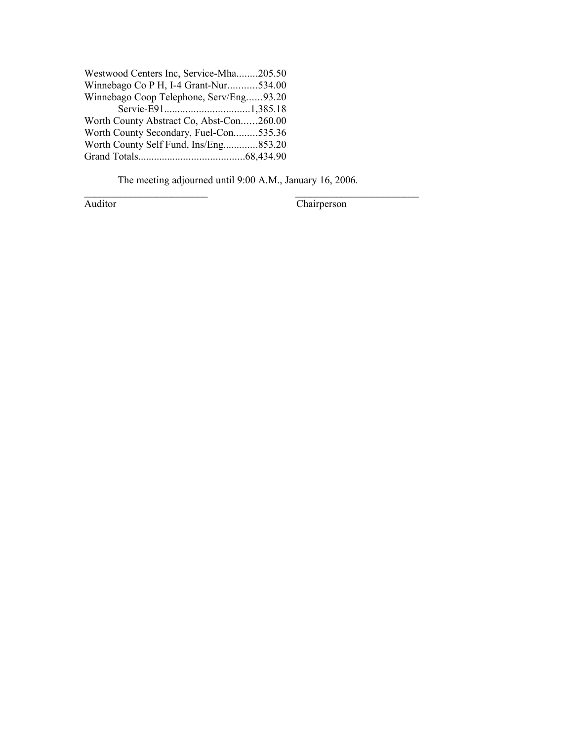Westwood Centers Inc, Service-Mha........205.50
Winnebago Co P H, I-4 Grant-Nur...........534.00
Winnebago Coop Telephone, Serv/Eng......93.20
Servie-E91................................1,385.18
Worth County Abstract Co, Abst-Con......260.00
Worth County Secondary, Fuel-Con.........535.36
Worth County Self Fund, Ins/Eng.............853.20
Grand Totals........................................68,434.90

The meeting adjourned until 9:00 A.M., January 16, 2006.

________________________ ________________________
Auditor Chairperson